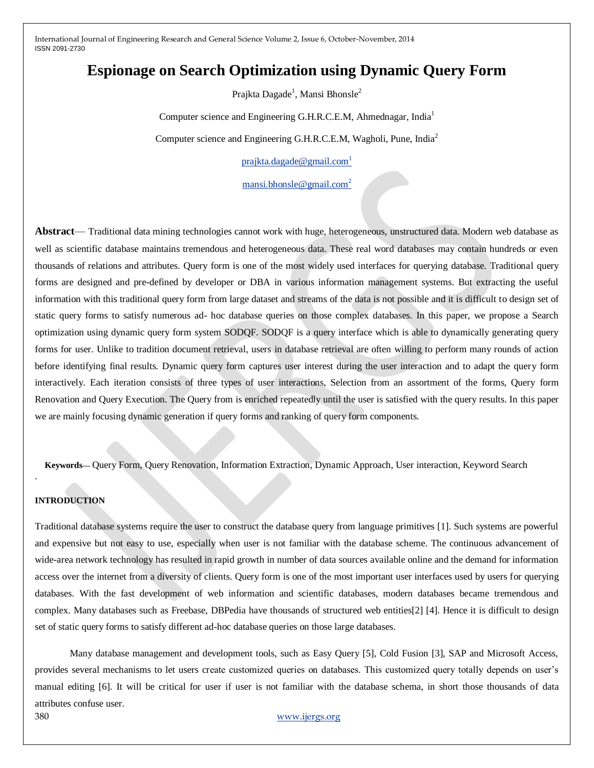# Espionage on Search Optimization using Dynamic Query Form

Prajkta Dagade[1], Mansi Bhonsle[2]

Computer science and Engineering G.H.R.C.E.M, Ahmednagar, India[1]

Computer science and Engineering G.H.R.C.E.M, Wagholi, Pune, India[2]

prajkta.dagade@gmail.com[1]

mansi.bhonsle@gmail.com[2]

**Abstract**— Traditional data mining technologies cannot work with huge, heterogeneous, unstructured data. Modern web database as well as scientific database maintains tremendous and heterogeneous data. These real word databases may contain hundreds or even thousands of relations and attributes. Query form is one of the most widely used interfaces for querying database. Traditional query forms are designed and pre-defined by developer or DBA in various information management systems. But extracting the useful information with this traditional query form from large dataset and streams of the data is not possible and it is difficult to design set of static query forms to satisfy numerous ad- hoc database queries on those complex databases. In this paper, we propose a Search optimization using dynamic query form system SODQF. SODQF is a query interface which is able to dynamically generating query forms for user. Unlike to tradition document retrieval, users in database retrieval are often willing to perform many rounds of action before identifying final results. Dynamic query form captures user interest during the user interaction and to adapt the query form interactively. Each iteration consists of three types of user interactions, Selection from an assortment of the forms, Query form Renovation and Query Execution. The Query from is enriched repeatedly until the user is satisfied with the query results. In this paper we are mainly focusing dynamic generation if query forms and ranking of query form components.

**Keywords**— Query Form, Query Renovation, Information Extraction, Dynamic Approach, User interaction, Keyword Search

## INTRODUCTION

Traditional database systems require the user to construct the database query from language primitives [1]. Such systems are powerful and expensive but not easy to use, especially when user is not familiar with the database scheme. The continuous advancement of wide-area network technology has resulted in rapid growth in number of data sources available online and the demand for information access over the internet from a diversity of clients. Query form is one of the most important user interfaces used by users for querying databases. With the fast development of web information and scientific databases, modern databases became tremendous and complex. Many databases such as Freebase, DBPedia have thousands of structured web entities[2] [4]. Hence it is difficult to design set of static query forms to satisfy different ad-hoc database queries on those large databases.

Many database management and development tools, such as Easy Query [5], Cold Fusion [3], SAP and Microsoft Access, provides several mechanisms to let users create customized queries on databases. This customized query totally depends on user's manual editing [6]. It will be critical for user if user is not familiar with the database schema, in short those thousands of data attributes confuse user.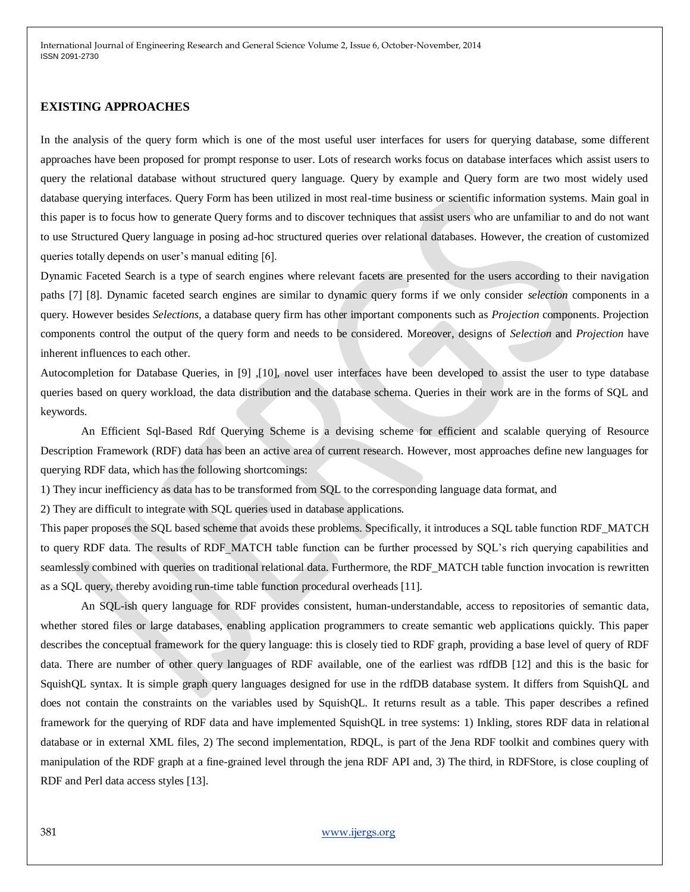## EXISTING APPROACHES

In the analysis of the query form which is one of the most useful user interfaces for users for querying database, some different approaches have been proposed for prompt response to user. Lots of research works focus on database interfaces which assist users to query the relational database without structured query language. Query by example and Query form are two most widely used database querying interfaces. Query Form has been utilized in most real-time business or scientific information systems. Main goal in this paper is to focus how to generate Query forms and to discover techniques that assist users who are unfamiliar to and do not want to use Structured Query language in posing ad-hoc structured queries over relational databases. However, the creation of customized queries totally depends on user's manual editing [6].

Dynamic Faceted Search is a type of search engines where relevant facets are presented for the users according to their navigation paths [7] [8]. Dynamic faceted search engines are similar to dynamic query forms if we only consider *selection* components in a query. However besides *Selections*, a database query firm has other important components such as *Projection* components. Projection components control the output of the query form and needs to be considered. Moreover, designs of *Selection* and *Projection* have inherent influences to each other.

Autocompletion for Database Queries, in [9] ,[10], novel user interfaces have been developed to assist the user to type database queries based on query workload, the data distribution and the database schema. Queries in their work are in the forms of SQL and keywords.

An Efficient Sql-Based Rdf Querying Scheme is a devising scheme for efficient and scalable querying of Resource Description Framework (RDF) data has been an active area of current research. However, most approaches define new languages for querying RDF data, which has the following shortcomings:

1) They incur inefficiency as data has to be transformed from SQL to the corresponding language data format, and

2) They are difficult to integrate with SQL queries used in database applications.

This paper proposes the SQL based scheme that avoids these problems. Specifically, it introduces a SQL table function RDF_MATCH to query RDF data. The results of RDF_MATCH table function can be further processed by SQL's rich querying capabilities and seamlessly combined with queries on traditional relational data. Furthermore, the RDF_MATCH table function invocation is rewritten as a SQL query, thereby avoiding run-time table function procedural overheads [11].

An SQL-ish query language for RDF provides consistent, human-understandable, access to repositories of semantic data, whether stored files or large databases, enabling application programmers to create semantic web applications quickly. This paper describes the conceptual framework for the query language: this is closely tied to RDF graph, providing a base level of query of RDF data. There are number of other query languages of RDF available, one of the earliest was rdfDB [12] and this is the basic for SquishQL syntax. It is simple graph query languages designed for use in the rdfDB database system. It differs from SquishQL and does not contain the constraints on the variables used by SquishQL. It returns result as a table. This paper describes a refined framework for the querying of RDF data and have implemented SquishQL in tree systems: 1) Inkling, stores RDF data in relational database or in external XML files, 2) The second implementation, RDQL, is part of the Jena RDF toolkit and combines query with manipulation of the RDF graph at a fine-grained level through the jena RDF API and, 3) The third, in RDFStore, is close coupling of RDF and Perl data access styles [13].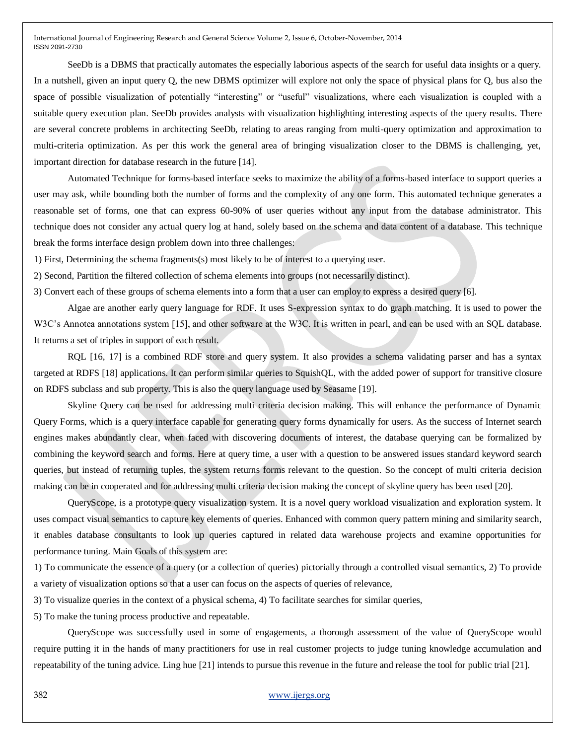SeeDb is a DBMS that practically automates the especially laborious aspects of the search for useful data insights or a query. In a nutshell, given an input query Q, the new DBMS optimizer will explore not only the space of physical plans for Q, bus also the space of possible visualization of potentially "interesting" or "useful" visualizations, where each visualization is coupled with a suitable query execution plan. SeeDb provides analysts with visualization highlighting interesting aspects of the query results. There are several concrete problems in architecting SeeDb, relating to areas ranging from multi-query optimization and approximation to multi-criteria optimization. As per this work the general area of bringing visualization closer to the DBMS is challenging, yet, important direction for database research in the future [14].

Automated Technique for forms-based interface seeks to maximize the ability of a forms-based interface to support queries a user may ask, while bounding both the number of forms and the complexity of any one form. This automated technique generates a reasonable set of forms, one that can express 60-90% of user queries without any input from the database administrator. This technique does not consider any actual query log at hand, solely based on the schema and data content of a database. This technique break the forms interface design problem down into three challenges:

1) First, Determining the schema fragments(s) most likely to be of interest to a querying user.

2) Second, Partition the filtered collection of schema elements into groups (not necessarily distinct).

3) Convert each of these groups of schema elements into a form that a user can employ to express a desired query [6].

Algae are another early query language for RDF. It uses S-expression syntax to do graph matching. It is used to power the W3C's Annotea annotations system [15], and other software at the W3C. It is written in pearl, and can be used with an SQL database. It returns a set of triples in support of each result.

RQL [16, 17] is a combined RDF store and query system. It also provides a schema validating parser and has a syntax targeted at RDFS [18] applications. It can perform similar queries to SquishQL, with the added power of support for transitive closure on RDFS subclass and sub property. This is also the query language used by Seasame [19].

Skyline Query can be used for addressing multi criteria decision making. This will enhance the performance of Dynamic Query Forms, which is a query interface capable for generating query forms dynamically for users. As the success of Internet search engines makes abundantly clear, when faced with discovering documents of interest, the database querying can be formalized by combining the keyword search and forms. Here at query time, a user with a question to be answered issues standard keyword search queries, but instead of returning tuples, the system returns forms relevant to the question. So the concept of multi criteria decision making can be in cooperated and for addressing multi criteria decision making the concept of skyline query has been used [20].

QueryScope, is a prototype query visualization system. It is a novel query workload visualization and exploration system. It uses compact visual semantics to capture key elements of queries. Enhanced with common query pattern mining and similarity search, it enables database consultants to look up queries captured in related data warehouse projects and examine opportunities for performance tuning. Main Goals of this system are:

1) To communicate the essence of a query (or a collection of queries) pictorially through a controlled visual semantics, 2) To provide a variety of visualization options so that a user can focus on the aspects of queries of relevance,

3) To visualize queries in the context of a physical schema, 4) To facilitate searches for similar queries,

5) To make the tuning process productive and repeatable.

QueryScope was successfully used in some of engagements, a thorough assessment of the value of QueryScope would require putting it in the hands of many practitioners for use in real customer projects to judge tuning knowledge accumulation and repeatability of the tuning advice. Ling hue [21] intends to pursue this revenue in the future and release the tool for public trial [21].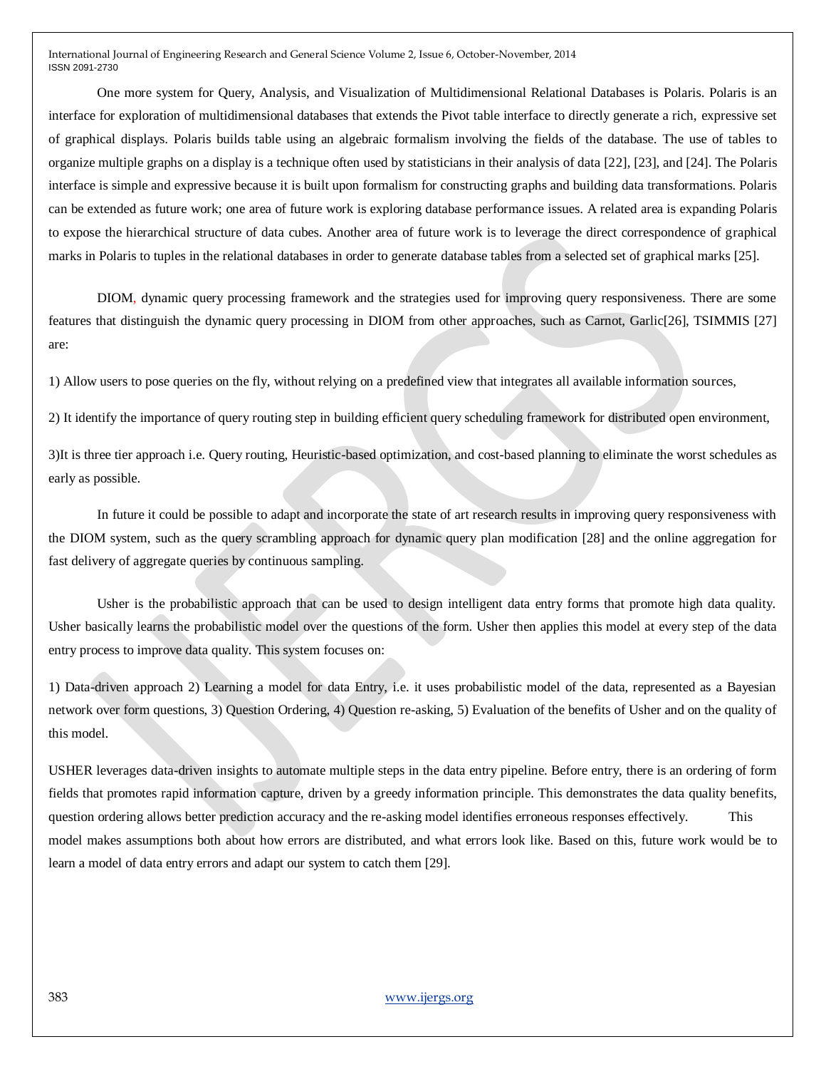One more system for Query, Analysis, and Visualization of Multidimensional Relational Databases is Polaris. Polaris is an interface for exploration of multidimensional databases that extends the Pivot table interface to directly generate a rich, expressive set of graphical displays. Polaris builds table using an algebraic formalism involving the fields of the database. The use of tables to organize multiple graphs on a display is a technique often used by statisticians in their analysis of data [22], [23], and [24]. The Polaris interface is simple and expressive because it is built upon formalism for constructing graphs and building data transformations. Polaris can be extended as future work; one area of future work is exploring database performance issues. A related area is expanding Polaris to expose the hierarchical structure of data cubes. Another area of future work is to leverage the direct correspondence of graphical marks in Polaris to tuples in the relational databases in order to generate database tables from a selected set of graphical marks [25].

DIOM, dynamic query processing framework and the strategies used for improving query responsiveness. There are some features that distinguish the dynamic query processing in DIOM from other approaches, such as Carnot, Garlic[26], TSIMMIS [27] are:

1) Allow users to pose queries on the fly, without relying on a predefined view that integrates all available information sources,

2) It identify the importance of query routing step in building efficient query scheduling framework for distributed open environment,

3)It is three tier approach i.e. Query routing, Heuristic-based optimization, and cost-based planning to eliminate the worst schedules as early as possible.

In future it could be possible to adapt and incorporate the state of art research results in improving query responsiveness with the DIOM system, such as the query scrambling approach for dynamic query plan modification [28] and the online aggregation for fast delivery of aggregate queries by continuous sampling.

Usher is the probabilistic approach that can be used to design intelligent data entry forms that promote high data quality. Usher basically learns the probabilistic model over the questions of the form. Usher then applies this model at every step of the data entry process to improve data quality. This system focuses on:

1) Data-driven approach 2) Learning a model for data Entry, i.e. it uses probabilistic model of the data, represented as a Bayesian network over form questions, 3) Question Ordering, 4) Question re-asking, 5) Evaluation of the benefits of Usher and on the quality of this model.

USHER leverages data-driven insights to automate multiple steps in the data entry pipeline. Before entry, there is an ordering of form fields that promotes rapid information capture, driven by a greedy information principle. This demonstrates the data quality benefits, question ordering allows better prediction accuracy and the re-asking model identifies erroneous responses effectively. This model makes assumptions both about how errors are distributed, and what errors look like. Based on this, future work would be to learn a model of data entry errors and adapt our system to catch them [29].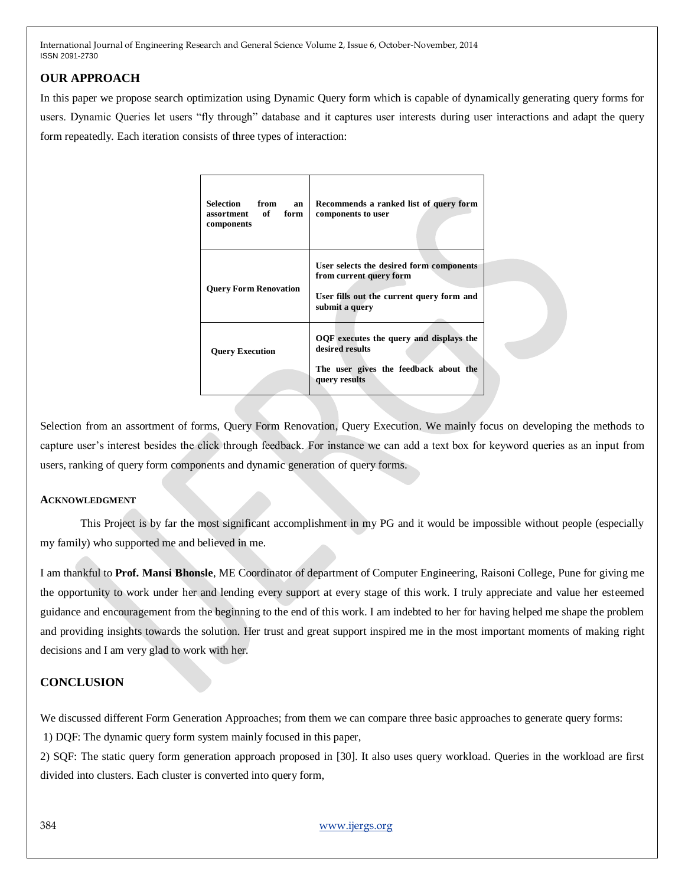## OUR APPROACH

In this paper we propose search optimization using Dynamic Query form which is capable of dynamically generating query forms for users. Dynamic Queries let users "fly through" database and it captures user interests during user interactions and adapt the query form repeatedly. Each iteration consists of three types of interaction:

| | |
|---|---|
| **Selection from an assortment of form components** | **Recommends a ranked list of query form components to user** |
| **Query Form Renovation** | **User selects the desired form components from current query form**<br><br>**User fills out the current query form and submit a query** |
| **Query Execution** | **OQF executes the query and displays the desired results**<br><br>**The user gives the feedback about the query results** |

Selection from an assortment of forms, Query Form Renovation, Query Execution. We mainly focus on developing the methods to capture user's interest besides the click through feedback. For instance we can add a text box for keyword queries as an input from users, ranking of query form components and dynamic generation of query forms.

### ACKNOWLEDGMENT

This Project is by far the most significant accomplishment in my PG and it would be impossible without people (especially my family) who supported me and believed in me.

I am thankful to **Prof. Mansi Bhonsle**, ME Coordinator of department of Computer Engineering, Raisoni College, Pune for giving me the opportunity to work under her and lending every support at every stage of this work. I truly appreciate and value her esteemed guidance and encouragement from the beginning to the end of this work. I am indebted to her for having helped me shape the problem and providing insights towards the solution. Her trust and great support inspired me in the most important moments of making right decisions and I am very glad to work with her.

## CONCLUSION

We discussed different Form Generation Approaches; from them we can compare three basic approaches to generate query forms:

1) DQF: The dynamic query form system mainly focused in this paper,

2) SQF: The static query form generation approach proposed in [30]. It also uses query workload. Queries in the workload are first divided into clusters. Each cluster is converted into query form,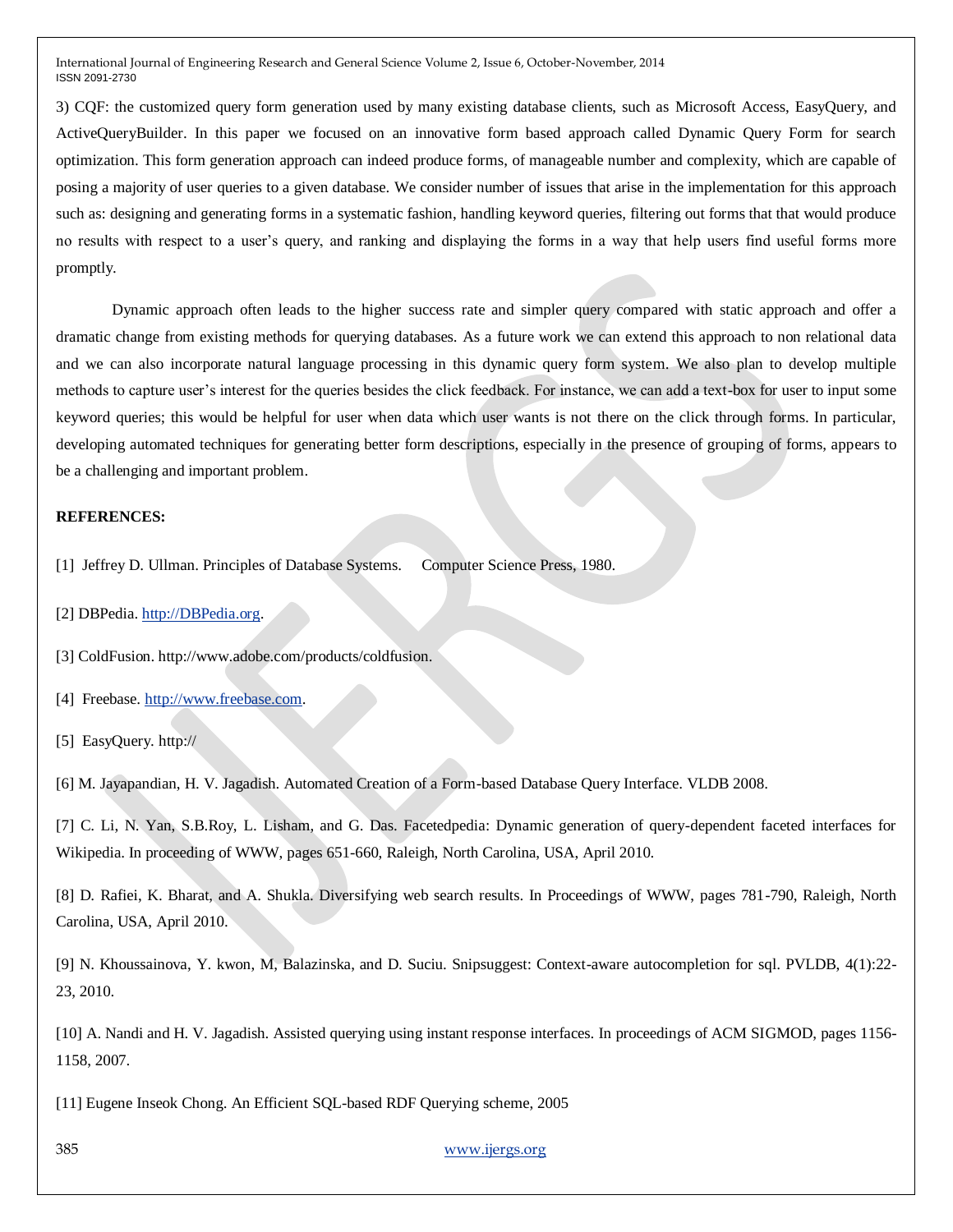3) CQF: the customized query form generation used by many existing database clients, such as Microsoft Access, EasyQuery, and ActiveQueryBuilder. In this paper we focused on an innovative form based approach called Dynamic Query Form for search optimization. This form generation approach can indeed produce forms, of manageable number and complexity, which are capable of posing a majority of user queries to a given database. We consider number of issues that arise in the implementation for this approach such as: designing and generating forms in a systematic fashion, handling keyword queries, filtering out forms that that would produce no results with respect to a user's query, and ranking and displaying the forms in a way that help users find useful forms more promptly.

Dynamic approach often leads to the higher success rate and simpler query compared with static approach and offer a dramatic change from existing methods for querying databases. As a future work we can extend this approach to non relational data and we can also incorporate natural language processing in this dynamic query form system. We also plan to develop multiple methods to capture user's interest for the queries besides the click feedback. For instance, we can add a text-box for user to input some keyword queries; this would be helpful for user when data which user wants is not there on the click through forms. In particular, developing automated techniques for generating better form descriptions, especially in the presence of grouping of forms, appears to be a challenging and important problem.

**REFERENCES:**

[1] Jeffrey D. Ullman. Principles of Database Systems. Computer Science Press, 1980.

[2] DBPedia. http://DBPedia.org.

[3] ColdFusion. http://www.adobe.com/products/coldfusion.

[4] Freebase. http://www.freebase.com.

[5] EasyQuery. http://

[6] M. Jayapandian, H. V. Jagadish. Automated Creation of a Form-based Database Query Interface. VLDB 2008.

[7] C. Li, N. Yan, S.B.Roy, L. Lisham, and G. Das. Facetedpedia: Dynamic generation of query-dependent faceted interfaces for Wikipedia. In proceeding of WWW, pages 651-660, Raleigh, North Carolina, USA, April 2010.

[8] D. Rafiei, K. Bharat, and A. Shukla. Diversifying web search results. In Proceedings of WWW, pages 781-790, Raleigh, North Carolina, USA, April 2010.

[9] N. Khoussainova, Y. kwon, M, Balazinska, and D. Suciu. Snipsuggest: Context-aware autocompletion for sql. PVLDB, 4(1):22-23, 2010.

[10] A. Nandi and H. V. Jagadish. Assisted querying using instant response interfaces. In proceedings of ACM SIGMOD, pages 1156-1158, 2007.

[11] Eugene Inseok Chong. An Efficient SQL-based RDF Querying scheme, 2005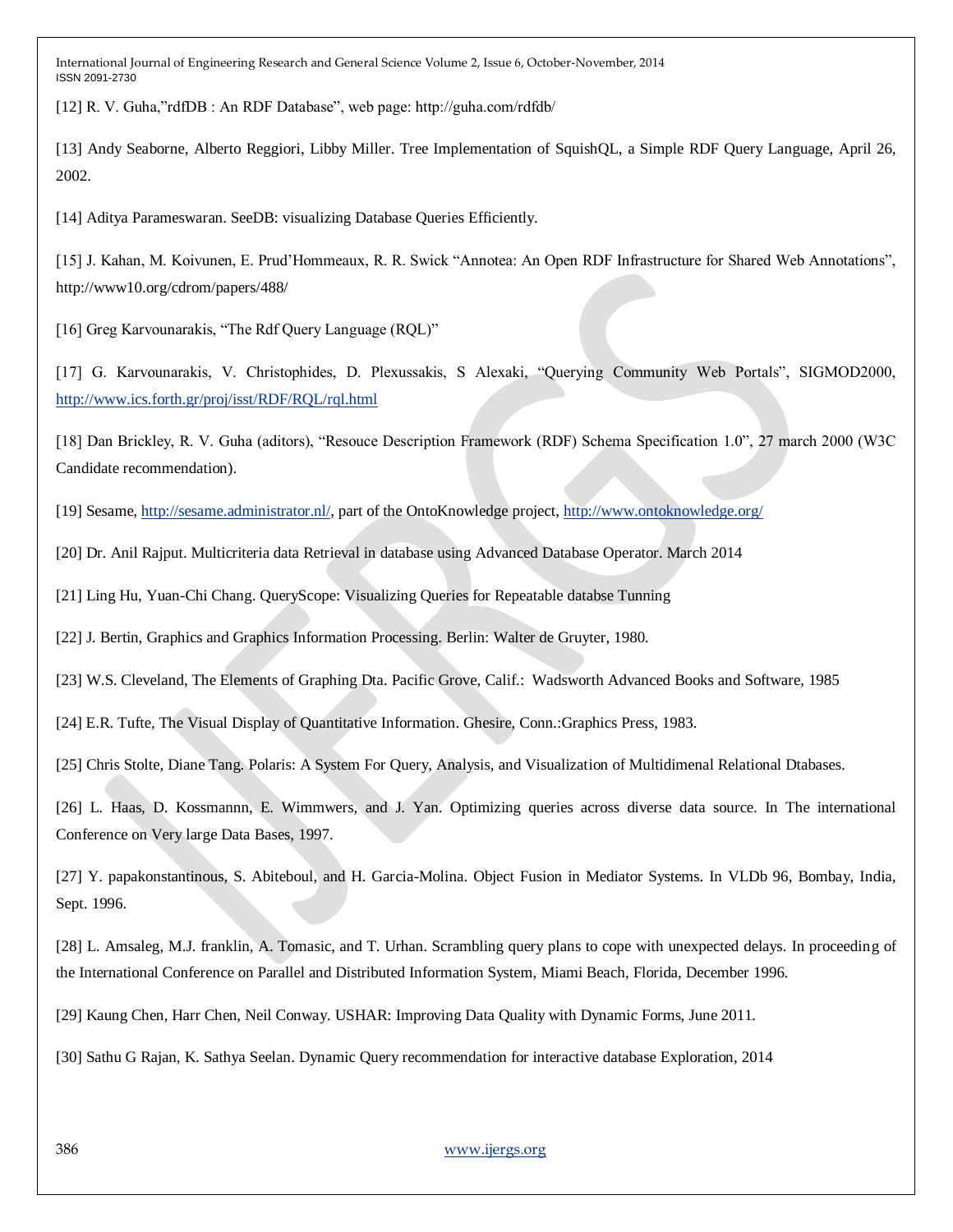[12] R. V. Guha,"rdfDB : An RDF Database", web page: http://guha.com/rdfdb/

[13] Andy Seaborne, Alberto Reggiori, Libby Miller. Tree Implementation of SquishQL, a Simple RDF Query Language, April 26, 2002.

[14] Aditya Parameswaran. SeeDB: visualizing Database Queries Efficiently.

[15] J. Kahan, M. Koivunen, E. Prud'Hommeaux, R. R. Swick "Annotea: An Open RDF Infrastructure for Shared Web Annotations", http://www10.org/cdrom/papers/488/

[16] Greg Karvounarakis, "The Rdf Query Language (RQL)"

[17] G. Karvounarakis, V. Christophides, D. Plexussakis, S Alexaki, "Querying Community Web Portals", SIGMOD2000, http://www.ics.forth.gr/proj/isst/RDF/RQL/rql.html

[18] Dan Brickley, R. V. Guha (aditors), "Resouce Description Framework (RDF) Schema Specification 1.0", 27 march 2000 (W3C Candidate recommendation).

[19] Sesame, http://sesame.administrator.nl/, part of the OntoKnowledge project, http://www.ontoknowledge.org/

[20] Dr. Anil Rajput. Multicriteria data Retrieval in database using Advanced Database Operator. March 2014

[21] Ling Hu, Yuan-Chi Chang. QueryScope: Visualizing Queries for Repeatable databse Tunning

[22] J. Bertin, Graphics and Graphics Information Processing. Berlin: Walter de Gruyter, 1980.

[23] W.S. Cleveland, The Elements of Graphing Dta. Pacific Grove, Calif.: Wadsworth Advanced Books and Software, 1985

[24] E.R. Tufte, The Visual Display of Quantitative Information. Ghesire, Conn.:Graphics Press, 1983.

[25] Chris Stolte, Diane Tang. Polaris: A System For Query, Analysis, and Visualization of Multidimenal Relational Dtabases.

[26] L. Haas, D. Kossmannn, E. Wimmwers, and J. Yan. Optimizing queries across diverse data source. In The international Conference on Very large Data Bases, 1997.

[27] Y. papakonstantinous, S. Abiteboul, and H. Garcia-Molina. Object Fusion in Mediator Systems. In VLDb 96, Bombay, India, Sept. 1996.

[28] L. Amsaleg, M.J. franklin, A. Tomasic, and T. Urhan. Scrambling query plans to cope with unexpected delays. In proceeding of the International Conference on Parallel and Distributed Information System, Miami Beach, Florida, December 1996.

[29] Kaung Chen, Harr Chen, Neil Conway. USHAR: Improving Data Quality with Dynamic Forms, June 2011.

[30] Sathu G Rajan, K. Sathya Seelan. Dynamic Query recommendation for interactive database Exploration, 2014